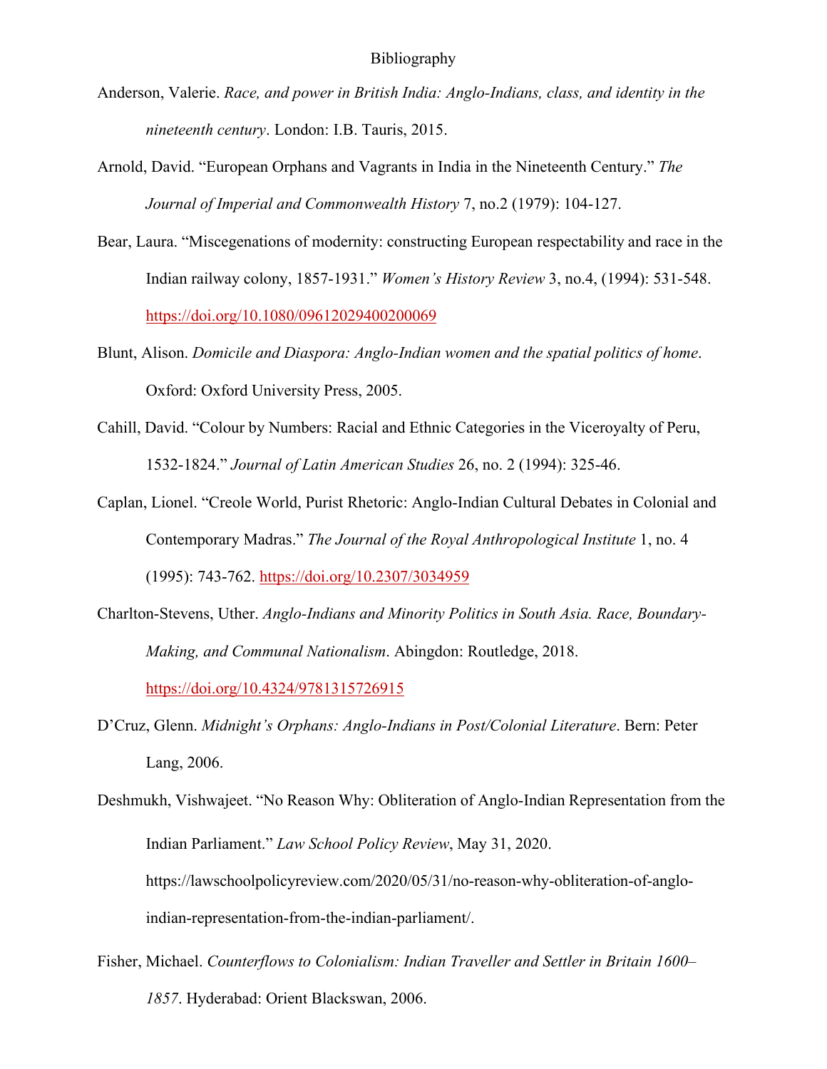# Bibliography

Anderson, Valerie. *Race, and power in British India: Anglo-Indians, class, and identity in the nineteenth century*. London: I.B. Tauris, 2015.

Arnold, David. "European Orphans and Vagrants in India in the Nineteenth Century." *The Journal of Imperial and Commonwealth History* 7, no.2 (1979): 104-127.

Bear, Laura. "Miscegenations of modernity: constructing European respectability and race in the Indian railway colony, 1857-1931." *Women's History Review* 3, no.4, (1994): 531-548. https://doi.org/10.1080/09612029400200069

Blunt, Alison. *Domicile and Diaspora: Anglo-Indian women and the spatial politics of home*. Oxford: Oxford University Press, 2005.

Cahill, David. "Colour by Numbers: Racial and Ethnic Categories in the Viceroyalty of Peru, 1532-1824." *Journal of Latin American Studies* 26, no. 2 (1994): 325-46.

Caplan, Lionel. "Creole World, Purist Rhetoric: Anglo-Indian Cultural Debates in Colonial and Contemporary Madras." *The Journal of the Royal Anthropological Institute* 1, no. 4 (1995): 743-762. https://doi.org/10.2307/3034959

Charlton-Stevens, Uther. *Anglo-Indians and Minority Politics in South Asia. Race, Boundary-Making, and Communal Nationalism*. Abingdon: Routledge, 2018. https://doi.org/10.4324/9781315726915

D'Cruz, Glenn. *Midnight's Orphans: Anglo-Indians in Post/Colonial Literature*. Bern: Peter Lang, 2006.

Deshmukh, Vishwajeet. "No Reason Why: Obliteration of Anglo-Indian Representation from the Indian Parliament." *Law School Policy Review*, May 31, 2020. https://lawschoolpolicyreview.com/2020/05/31/no-reason-why-obliteration-of-anglo-indian-representation-from-the-indian-parliament/.

Fisher, Michael. *Counterflows to Colonialism: Indian Traveller and Settler in Britain 1600–1857*. Hyderabad: Orient Blackswan, 2006.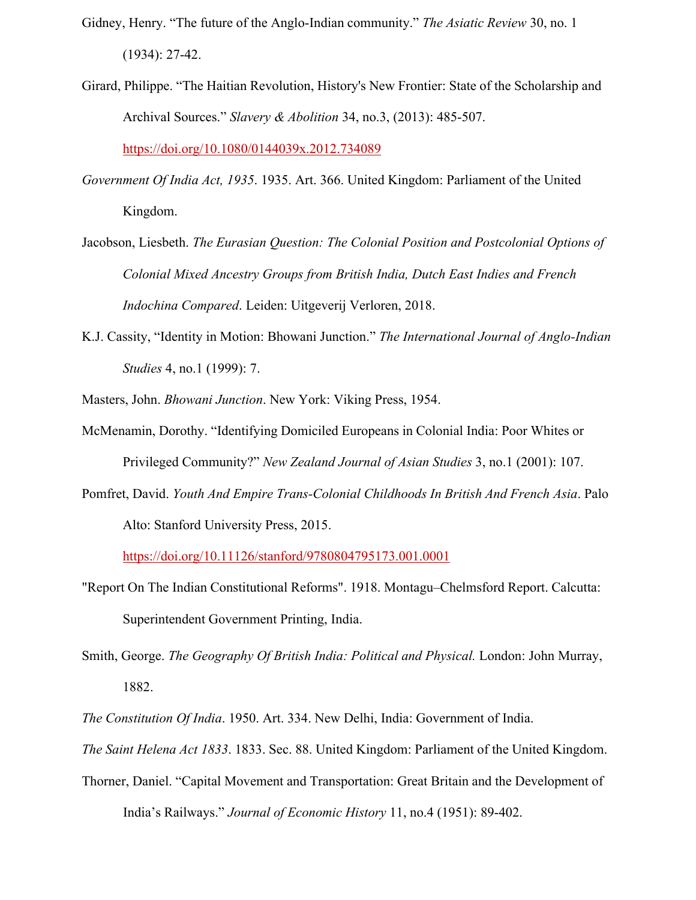Gidney, Henry. "The future of the Anglo-Indian community." *The Asiatic Review* 30, no. 1 (1934): 27-42.

Girard, Philippe. "The Haitian Revolution, History's New Frontier: State of the Scholarship and Archival Sources." *Slavery & Abolition* 34, no.3, (2013): 485-507. https://doi.org/10.1080/0144039x.2012.734089

*Government Of India Act, 1935*. 1935. Art. 366. United Kingdom: Parliament of the United Kingdom.

Jacobson, Liesbeth. *The Eurasian Question: The Colonial Position and Postcolonial Options of Colonial Mixed Ancestry Groups from British India, Dutch East Indies and French Indochina Compared*. Leiden: Uitgeverij Verloren, 2018.

K.J. Cassity, "Identity in Motion: Bhowani Junction." *The International Journal of Anglo-Indian Studies* 4, no.1 (1999): 7.

Masters, John. *Bhowani Junction*. New York: Viking Press, 1954.

McMenamin, Dorothy. "Identifying Domiciled Europeans in Colonial India: Poor Whites or Privileged Community?" *New Zealand Journal of Asian Studies* 3, no.1 (2001): 107.

Pomfret, David. *Youth And Empire Trans-Colonial Childhoods In British And French Asia*. Palo Alto: Stanford University Press, 2015. https://doi.org/10.11126/stanford/9780804795173.001.0001

"Report On The Indian Constitutional Reforms". 1918. Montagu–Chelmsford Report. Calcutta: Superintendent Government Printing, India.

Smith, George. *The Geography Of British India: Political and Physical.* London: John Murray, 1882.

*The Constitution Of India*. 1950. Art. 334. New Delhi, India: Government of India.

*The Saint Helena Act 1833*. 1833. Sec. 88. United Kingdom: Parliament of the United Kingdom.

Thorner, Daniel. "Capital Movement and Transportation: Great Britain and the Development of India's Railways." *Journal of Economic History* 11, no.4 (1951): 89-402.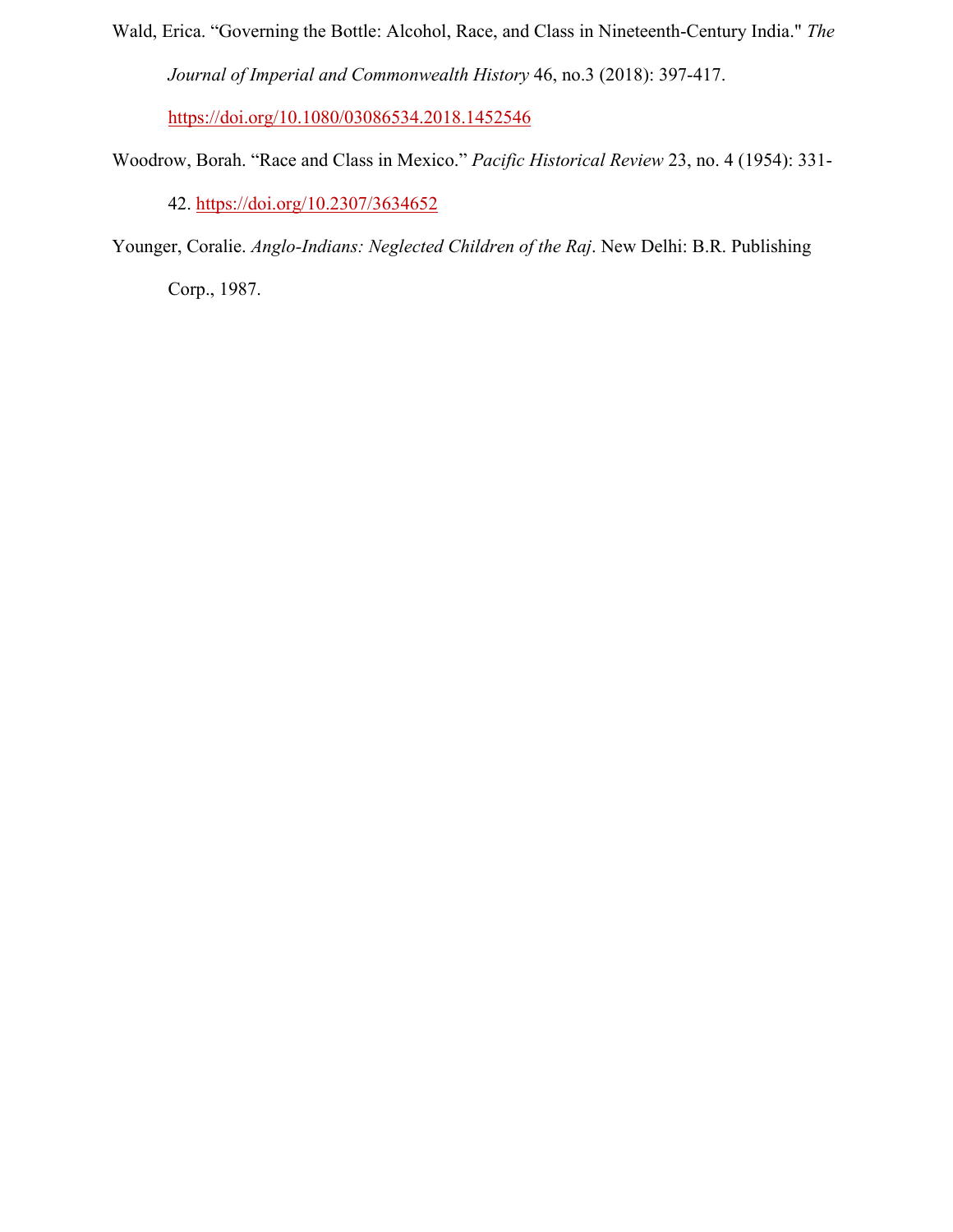Wald, Erica. "Governing the Bottle: Alcohol, Race, and Class in Nineteenth-Century India." *The Journal of Imperial and Commonwealth History* 46, no.3 (2018): 397-417. https://doi.org/10.1080/03086534.2018.1452546

Woodrow, Borah. "Race and Class in Mexico." *Pacific Historical Review* 23, no. 4 (1954): 331-42. https://doi.org/10.2307/3634652

Younger, Coralie. *Anglo-Indians: Neglected Children of the Raj*. New Delhi: B.R. Publishing Corp., 1987.